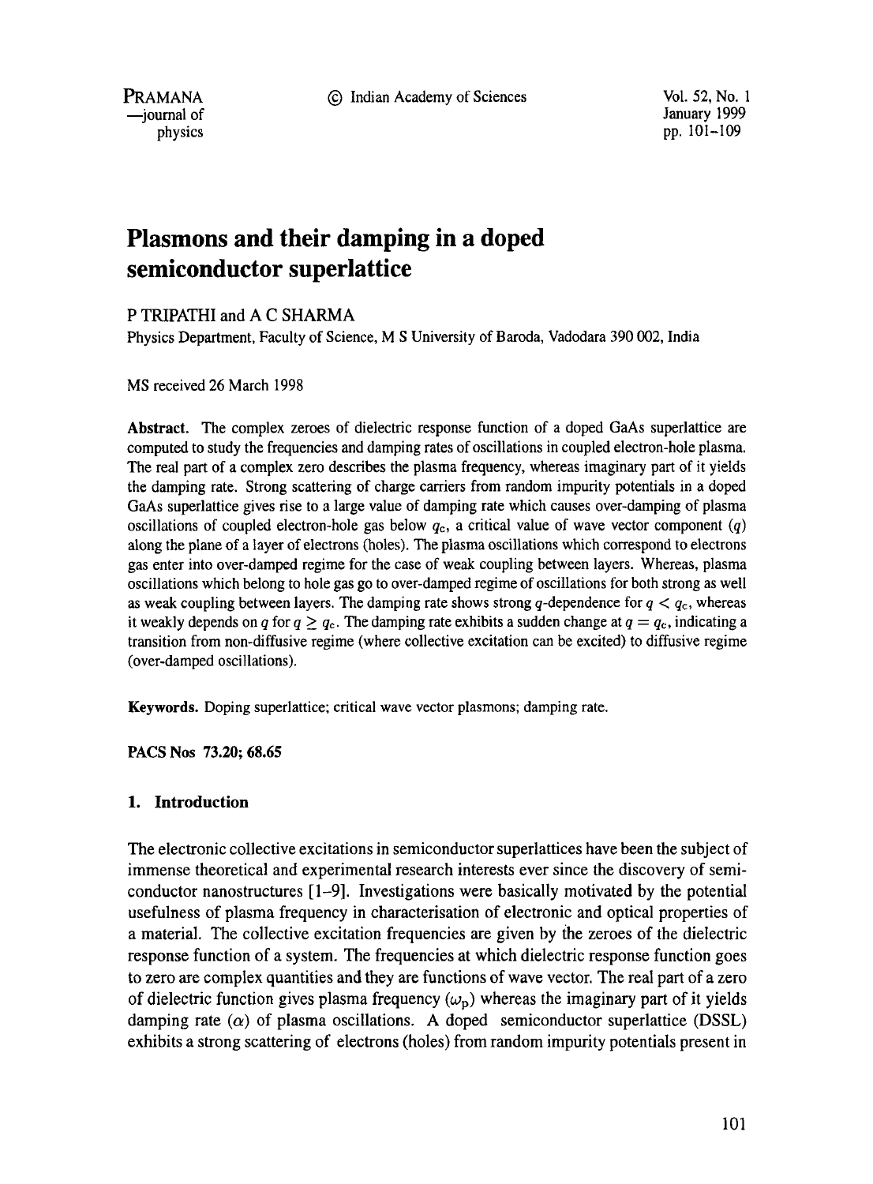# Plasmons and their damping in a doped semiconductor superlattice

P TRIPATHI and A C SHARMA

Physics Department, Faculty of Science, M S University of Baroda, Vadodara 390 002, India

MS received 26 March 1998

**Abstract.** The complex zeroes of dielectric response function of a doped GaAs superlattice are computed to study the frequencies and damping rates of oscillations in coupled electron-hole plasma. The real part of a complex zero describes the plasma frequency, whereas imaginary part of it yields the damping rate. Strong scattering of charge carriers from random impurity potentials in a doped GaAs superlattice gives rise to a large value of damping rate which causes over-damping of plasma oscillations of coupled electron-hole gas below $q_c$, a critical value of wave vector component ($q$) along the plane of a layer of electrons (holes). The plasma oscillations which correspond to electrons gas enter into over-damped regime for the case of weak coupling between layers. Whereas, plasma oscillations which belong to hole gas go to over-damped regime of oscillations for both strong as well as weak coupling between layers. The damping rate shows strong $q$-dependence for $q < q_c$, whereas it weakly depends on $q$ for $q \geq q_c$. The damping rate exhibits a sudden change at $q = q_c$, indicating a transition from non-diffusive regime (where collective excitation can be excited) to diffusive regime (over-damped oscillations).

**Keywords.** Doping superlattice; critical wave vector plasmons; damping rate.

**PACS Nos 73.20; 68.65**

## 1. Introduction

The electronic collective excitations in semiconductor superlattices have been the subject of immense theoretical and experimental research interests ever since the discovery of semiconductor nanostructures [1–9]. Investigations were basically motivated by the potential usefulness of plasma frequency in characterisation of electronic and optical properties of a material. The collective excitation frequencies are given by the zeroes of the dielectric response function of a system. The frequencies at which dielectric response function goes to zero are complex quantities and they are functions of wave vector. The real part of a zero of dielectric function gives plasma frequency ($\omega_p$) whereas the imaginary part of it yields damping rate ($\alpha$) of plasma oscillations. A doped semiconductor superlattice (DSSL) exhibits a strong scattering of electrons (holes) from random impurity potentials present in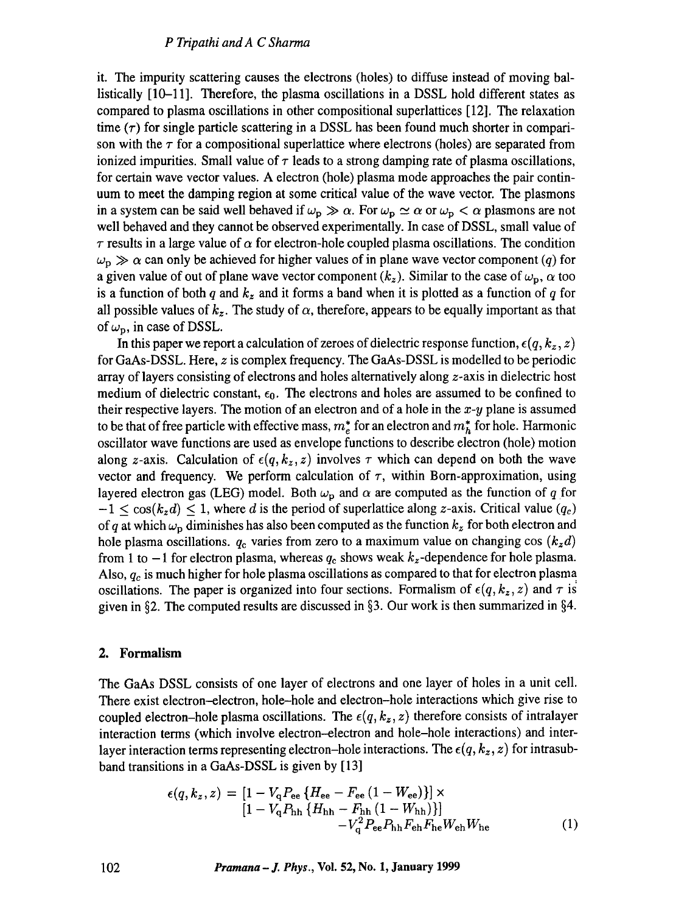it. The impurity scattering causes the electrons (holes) to diffuse instead of moving ballistically [10–11]. Therefore, the plasma oscillations in a DSSL hold different states as compared to plasma oscillations in other compositional superlattices [12]. The relaxation time ($\tau$) for single particle scattering in a DSSL has been found much shorter in comparison with the $\tau$ for a compositional superlattice where electrons (holes) are separated from ionized impurities. Small value of $\tau$ leads to a strong damping rate of plasma oscillations, for certain wave vector values. A electron (hole) plasma mode approaches the pair continuum to meet the damping region at some critical value of the wave vector. The plasmons in a system can be said well behaved if $\omega_p \gg \alpha$. For $\omega_p \simeq \alpha$ or $\omega_p < \alpha$ plasmons are not well behaved and they cannot be observed experimentally. In case of DSSL, small value of $\tau$ results in a large value of $\alpha$ for electron-hole coupled plasma oscillations. The condition $\omega_p \gg \alpha$ can only be achieved for higher values of in plane wave vector component ($q$) for a given value of out of plane wave vector component ($k_z$). Similar to the case of $\omega_p$, $\alpha$ too is a function of both $q$ and $k_z$ and it forms a band when it is plotted as a function of $q$ for all possible values of $k_z$. The study of $\alpha$, therefore, appears to be equally important as that of $\omega_p$, in case of DSSL.

In this paper we report a calculation of zeroes of dielectric response function, $\epsilon(q, k_z, z)$ for GaAs-DSSL. Here, $z$ is complex frequency. The GaAs-DSSL is modelled to be periodic array of layers consisting of electrons and holes alternatively along $z$-axis in dielectric host medium of dielectric constant, $\epsilon_0$. The electrons and holes are assumed to be confined to their respective layers. The motion of an electron and of a hole in the $x$-$y$ plane is assumed to be that of free particle with effective mass, $m_e^*$ for an electron and $m_h^*$ for hole. Harmonic oscillator wave functions are used as envelope functions to describe electron (hole) motion along $z$-axis. Calculation of $\epsilon(q, k_z, z)$ involves $\tau$ which can depend on both the wave vector and frequency. We perform calculation of $\tau$, within Born-approximation, using layered electron gas (LEG) model. Both $\omega_p$ and $\alpha$ are computed as the function of $q$ for $-1 \leq \cos(k_z d) \leq 1$, where $d$ is the period of superlattice along $z$-axis. Critical value ($q_c$) of $q$ at which $\omega_p$ diminishes has also been computed as the function $k_z$ for both electron and hole plasma oscillations. $q_c$ varies from zero to a maximum value on changing cos $(k_z d)$ from 1 to $-1$ for electron plasma, whereas $q_c$ shows weak $k_z$-dependence for hole plasma. Also, $q_c$ is much higher for hole plasma oscillations as compared to that for electron plasma oscillations. The paper is organized into four sections. Formalism of $\epsilon(q, k_z, z)$ and $\tau$ is given in §2. The computed results are discussed in §3. Our work is then summarized in §4.

## 2. Formalism

The GaAs DSSL consists of one layer of electrons and one layer of holes in a unit cell. There exist electron–electron, hole–hole and electron–hole interactions which give rise to coupled electron–hole plasma oscillations. The $\epsilon(q, k_z, z)$ therefore consists of intralayer interaction terms (which involve electron–electron and hole–hole interactions) and interlayer interaction terms representing electron–hole interactions. The $\epsilon(q, k_z, z)$ for intrasubband transitions in a GaAs-DSSL is given by [13]

$$\begin{aligned} \epsilon(q, k_z, z) = {} & [1 - V_q P_{ee} \{H_{ee} - F_{ee} (1 - W_{ee})\}] \times \\ & [1 - V_q P_{hh} \{H_{hh} - F_{hh} (1 - W_{hh})\}] \\ & - V_q^2 P_{ee} P_{hh} F_{eh} F_{he} W_{eh} W_{he} \end{aligned} \tag{1}$$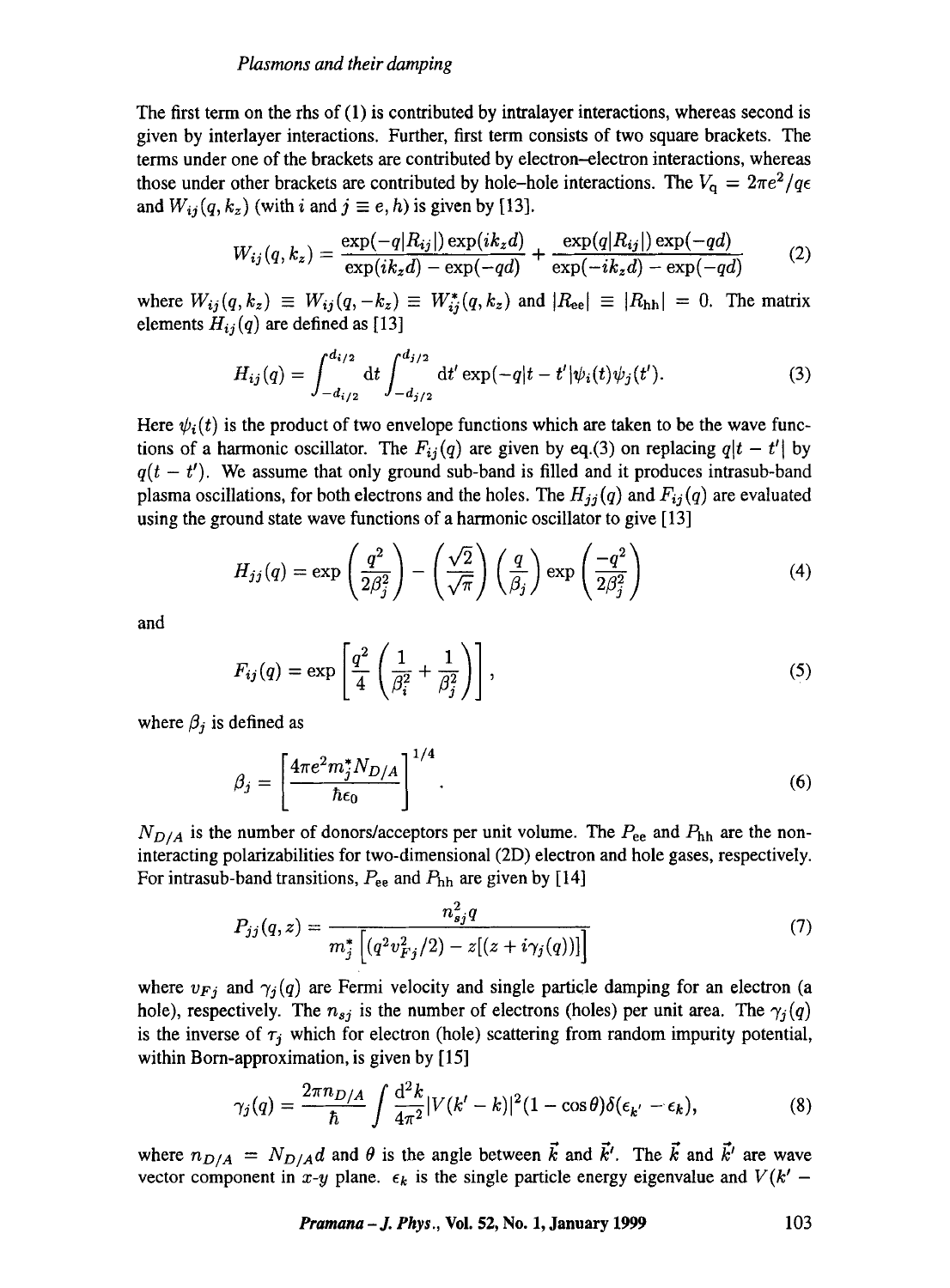The first term on the rhs of (1) is contributed by intralayer interactions, whereas second is given by interlayer interactions. Further, first term consists of two square brackets. The terms under one of the brackets are contributed by electron–electron interactions, whereas those under other brackets are contributed by hole–hole interactions. The $V_q = 2\pi e^2/q\epsilon$ and $W_{ij}(q, k_z)$ (with $i$ and $j \equiv e, h$) is given by [13].

$$W_{ij}(q, k_z) = \frac{\exp(-q|R_{ij}|)\exp(ik_z d)}{\exp(ik_z d) - \exp(-qd)} + \frac{\exp(q|R_{ij}|)\exp(-qd)}{\exp(-ik_z d) - \exp(-qd)} \tag{2}$$

where $W_{ij}(q, k_z) \equiv W_{ij}(q, -k_z) \equiv W^*_{ij}(q, k_z)$ and $|R_{\mathrm{ee}}| \equiv |R_{\mathrm{hh}}| = 0$. The matrix elements $H_{ij}(q)$ are defined as [13]

$$H_{ij}(q) = \int_{-d_{i/2}}^{d_{i/2}} \mathrm{d}t \int_{-d_{j/2}}^{d_{j/2}} \mathrm{d}t' \exp(-q|t - t'|\psi_i(t)\psi_j(t'). \tag{3}$$

Here $\psi_i(t)$ is the product of two envelope functions which are taken to be the wave functions of a harmonic oscillator. The $F_{ij}(q)$ are given by eq.(3) on replacing $q|t - t'|$ by $q(t - t')$. We assume that only ground sub-band is filled and it produces intrasub-band plasma oscillations, for both electrons and the holes. The $H_{jj}(q)$ and $F_{ij}(q)$ are evaluated using the ground state wave functions of a harmonic oscillator to give [13]

$$H_{jj}(q) = \exp\left(\frac{q^2}{2\beta_j^2}\right) - \left(\frac{\sqrt{2}}{\sqrt{\pi}}\right)\left(\frac{q}{\beta_j}\right)\exp\left(\frac{-q^2}{2\beta_j^2}\right) \tag{4}$$

and

$$F_{ij}(q) = \exp\left[\frac{q^2}{4}\left(\frac{1}{\beta_i^2} + \frac{1}{\beta_j^2}\right)\right], \tag{5}$$

where $\beta_j$ is defined as

$$\beta_j = \left[\frac{4\pi e^2 m_j^* N_{D/A}}{\hbar\epsilon_0}\right]^{1/4}. \tag{6}$$

$N_{D/A}$ is the number of donors/acceptors per unit volume. The $P_{\mathrm{ee}}$ and $P_{\mathrm{hh}}$ are the non-interacting polarizabilities for two-dimensional (2D) electron and hole gases, respectively. For intrasub-band transitions, $P_{\mathrm{ee}}$ and $P_{\mathrm{hh}}$ are given by [14]

$$P_{jj}(q, z) = \frac{n_{sj}^2 q}{m_j^*\left[(q^2 v_{Fj}^2/2) - z[(z + i\gamma_j(q))]\right]} \tag{7}$$

where $v_{Fj}$ and $\gamma_j(q)$ are Fermi velocity and single particle damping for an electron (a hole), respectively. The $n_{sj}$ is the number of electrons (holes) per unit area. The $\gamma_j(q)$ is the inverse of $\tau_j$ which for electron (hole) scattering from random impurity potential, within Born-approximation, is given by [15]

$$\gamma_j(q) = \frac{2\pi n_{D/A}}{\hbar}\int \frac{\mathrm{d}^2 k}{4\pi^2}|V(k' - k)|^2(1 - \cos\theta)\delta(\epsilon_{k'} - \epsilon_k), \tag{8}$$

where $n_{D/A} = N_{D/A}d$ and $\theta$ is the angle between $\vec{k}$ and $\vec{k'}$. The $\vec{k}$ and $\vec{k'}$ are wave vector component in $x$-$y$ plane. $\epsilon_k$ is the single particle energy eigenvalue and $V(k' -$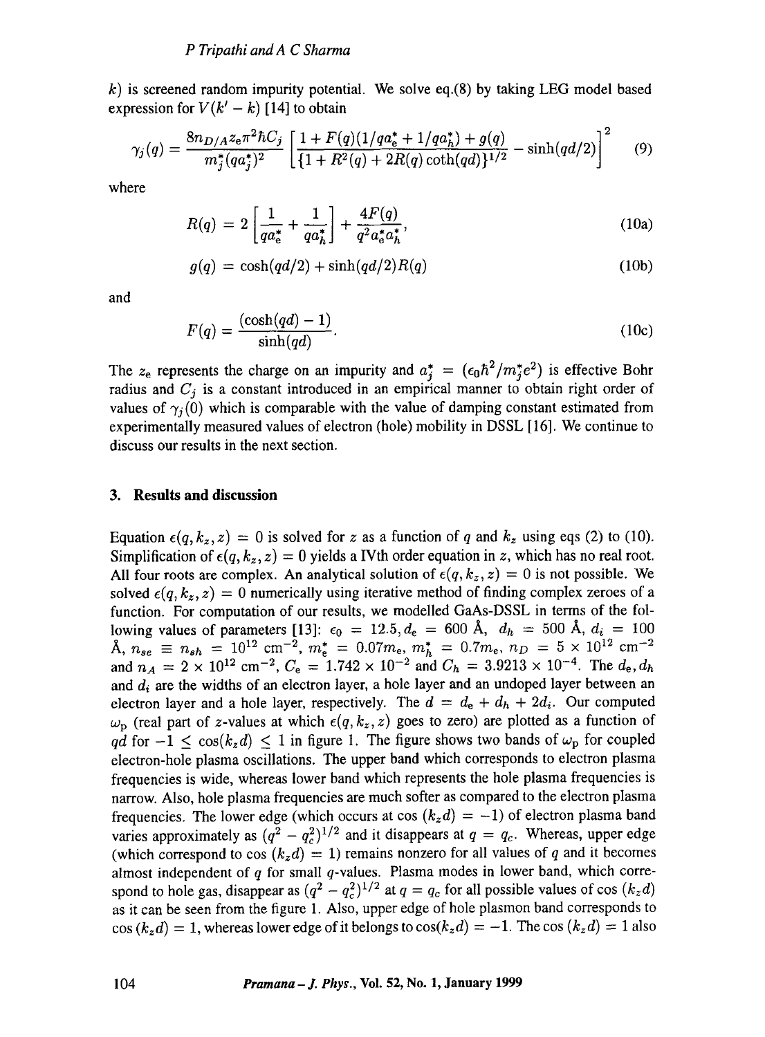$k$) is screened random impurity potential. We solve eq.(8) by taking LEG model based expression for $V(k' - k)$ [14] to obtain

$$\gamma_j(q) = \frac{8n_{D/A} z_e \pi^2 \hbar C_j}{m_j^* (q a_j^*)^2} \left[ \frac{1 + F(q)(1/qa_e^* + 1/qa_h^*) + g(q)}{\{1 + R^2(q) + 2R(q)\coth(qd)\}^{1/2}} - \sinh(qd/2) \right]^2 \tag{9}$$

where

$$R(q) = 2\left[\frac{1}{qa_e^*} + \frac{1}{qa_h^*}\right] + \frac{4F(q)}{q^2 a_e^* a_h^*}, \tag{10a}$$

$$g(q) = \cosh(qd/2) + \sinh(qd/2)R(q) \tag{10b}$$

and

$$F(q) = \frac{(\cosh(qd) - 1)}{\sinh(qd)}. \tag{10c}$$

The $z_e$ represents the charge on an impurity and $a_j^* = (\epsilon_0 \hbar^2 / m_j^* e^2)$ is effective Bohr radius and $C_j$ is a constant introduced in an empirical manner to obtain right order of values of $\gamma_j(0)$ which is comparable with the value of damping constant estimated from experimentally measured values of electron (hole) mobility in DSSL [16]. We continue to discuss our results in the next section.

## 3. Results and discussion

Equation $\epsilon(q, k_z, z) = 0$ is solved for $z$ as a function of $q$ and $k_z$ using eqs (2) to (10). Simplification of $\epsilon(q, k_z, z) = 0$ yields a IVth order equation in $z$, which has no real root. All four roots are complex. An analytical solution of $\epsilon(q, k_z, z) = 0$ is not possible. We solved $\epsilon(q, k_z, z) = 0$ numerically using iterative method of finding complex zeroes of a function. For computation of our results, we modelled GaAs-DSSL in terms of the following values of parameters [13]: $\epsilon_0 = 12.5, d_e = 600$ Å, $d_h = 500$ Å, $d_i = 100$ Å, $n_{se} \equiv n_{sh} = 10^{12}$ cm$^{-2}$, $m_e^* = 0.07m_e$, $m_h^* = 0.7m_e$, $n_D = 5 \times 10^{12}$ cm$^{-2}$ and $n_A = 2 \times 10^{12}$ cm$^{-2}$, $C_e = 1.742 \times 10^{-2}$ and $C_h = 3.9213 \times 10^{-4}$. The $d_e, d_h$ and $d_i$ are the widths of an electron layer, a hole layer and an undoped layer between an electron layer and a hole layer, respectively. The $d = d_e + d_h + 2d_i$. Our computed $\omega_p$ (real part of $z$-values at which $\epsilon(q, k_z, z)$ goes to zero) are plotted as a function of $qd$ for $-1 \leq \cos(k_z d) \leq 1$ in figure 1. The figure shows two bands of $\omega_p$ for coupled electron-hole plasma oscillations. The upper band which corresponds to electron plasma frequencies is wide, whereas lower band which represents the hole plasma frequencies is narrow. Also, hole plasma frequencies are much softer as compared to the electron plasma frequencies. The lower edge (which occurs at $\cos(k_z d) = -1$) of electron plasma band varies approximately as $(q^2 - q_c^2)^{1/2}$ and it disappears at $q = q_c$. Whereas, upper edge (which correspond to $\cos(k_z d) = 1$) remains nonzero for all values of $q$ and it becomes almost independent of $q$ for small $q$-values. Plasma modes in lower band, which correspond to hole gas, disappear as $(q^2 - q_c^2)^{1/2}$ at $q = q_c$ for all possible values of $\cos(k_z d)$ as it can be seen from the figure 1. Also, upper edge of hole plasmon band corresponds to $\cos(k_z d) = 1$, whereas lower edge of it belongs to $\cos(k_z d) = -1$. The $\cos(k_z d) = 1$ also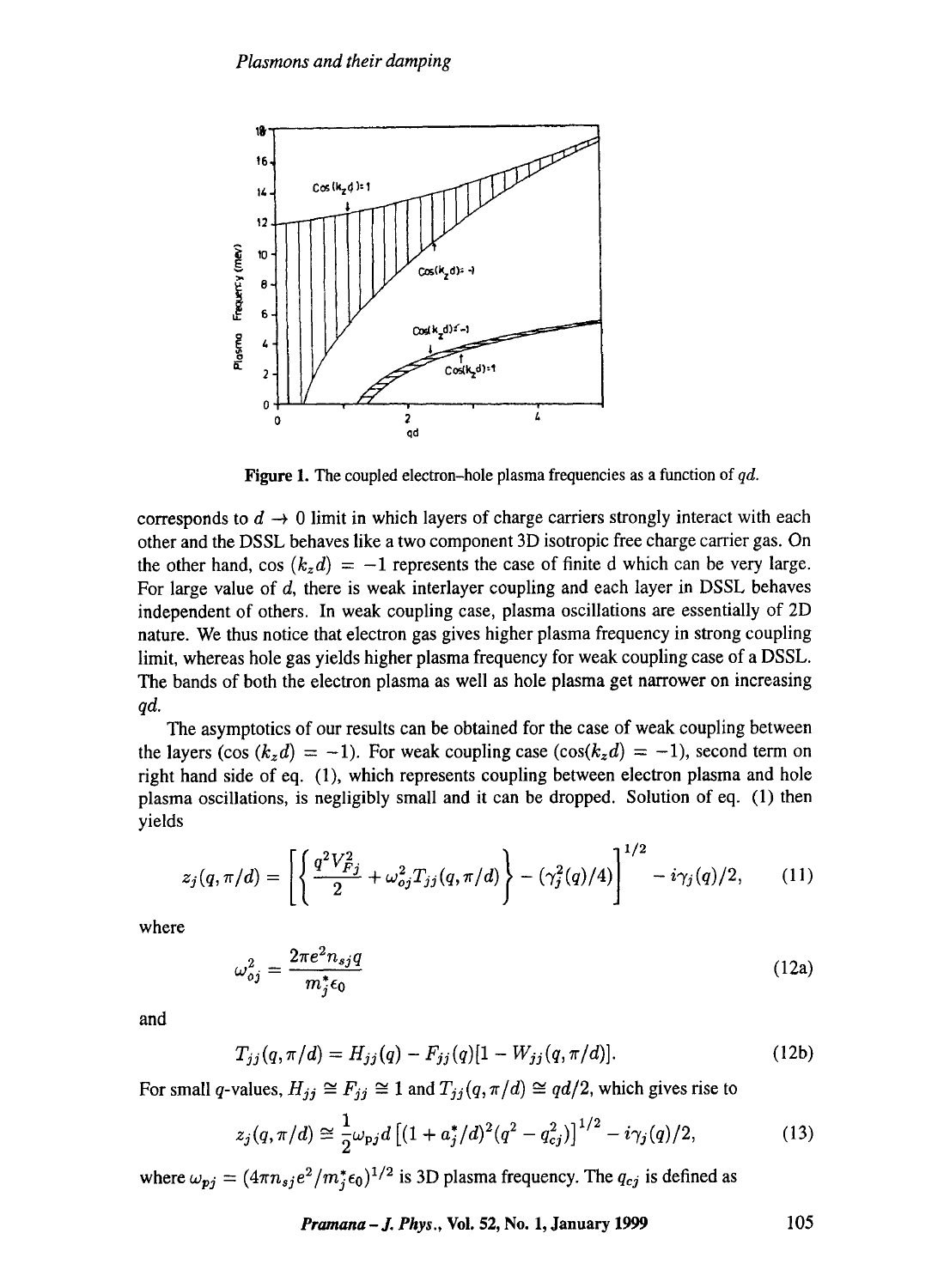**Figure 1.** The coupled electron–hole plasma frequencies as a function of $qd$.

corresponds to $d \to 0$ limit in which layers of charge carriers strongly interact with each other and the DSSL behaves like a two component 3D isotropic free charge carrier gas. On the other hand, $\cos(k_z d) = -1$ represents the case of finite d which can be very large. For large value of $d$, there is weak interlayer coupling and each layer in DSSL behaves independent of others. In weak coupling case, plasma oscillations are essentially of 2D nature. We thus notice that electron gas gives higher plasma frequency in strong coupling limit, whereas hole gas yields higher plasma frequency for weak coupling case of a DSSL. The bands of both the electron plasma as well as hole plasma get narrower on increasing $qd$.

The asymptotics of our results can be obtained for the case of weak coupling between the layers ($\cos(k_z d) = -1$). For weak coupling case ($\cos(k_z d) = -1$), second term on right hand side of eq. (1), which represents coupling between electron plasma and hole plasma oscillations, is negligibly small and it can be dropped. Solution of eq. (1) then yields

$$z_j(q, \pi/d) = \left[ \left\{ \frac{q^2 V_{Fj}^2}{2} + \omega_{oj}^2 T_{jj}(q, \pi/d) \right\} - (\gamma_j^2(q)/4) \right]^{1/2} - i\gamma_j(q)/2, \tag{11}$$

where

$$\omega_{oj}^2 = \frac{2\pi e^2 n_{sj} q}{m_j^* \epsilon_0} \tag{12a}$$

and

$$T_{jj}(q, \pi/d) = H_{jj}(q) - F_{jj}(q)[1 - W_{jj}(q, \pi/d)]. \tag{12b}$$

For small $q$-values, $H_{jj} \cong F_{jj} \cong 1$ and $T_{jj}(q, \pi/d) \cong qd/2$, which gives rise to

$$z_j(q, \pi/d) \cong \frac{1}{2}\omega_{pj} d \left[ (1 + a_j^*/d)^2 (q^2 - q_{cj}^2) \right]^{1/2} - i\gamma_j(q)/2, \tag{13}$$

where $\omega_{pj} = (4\pi n_{sj} e^2 / m_j^* \epsilon_0)^{1/2}$ is 3D plasma frequency. The $q_{cj}$ is defined as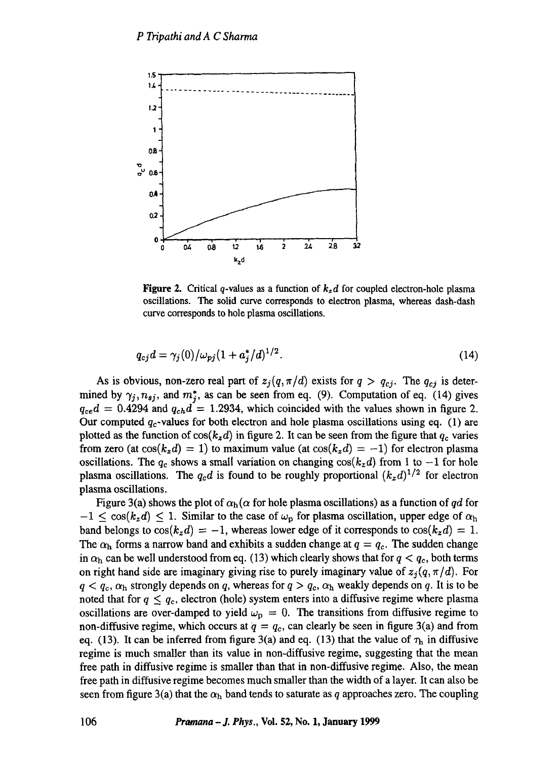**Figure 2.** Critical $q$-values as a function of $k_z d$ for coupled electron-hole plasma oscillations. The solid curve corresponds to electron plasma, whereas dash-dash curve corresponds to hole plasma oscillations.

$$q_{cj}d = \gamma_j(0)/\omega_{pj}(1 + a_j^*/d)^{1/2}. \tag{14}$$

As is obvious, non-zero real part of $z_j(q, \pi/d)$ exists for $q > q_{cj}$. The $q_{cj}$ is determined by $\gamma_j, n_{sj}$, and $m_j^*$, as can be seen from eq. (9). Computation of eq. (14) gives $q_{ce}d = 0.4294$ and $q_{ch}d = 1.2934$, which coincided with the values shown in figure 2. Our computed $q_c$-values for both electron and hole plasma oscillations using eq. (1) are plotted as the function of $\cos(k_z d)$ in figure 2. It can be seen from the figure that $q_c$ varies from zero (at $\cos(k_z d) = 1$) to maximum value (at $\cos(k_z d) = -1$) for electron plasma oscillations. The $q_c$ shows a small variation on changing $\cos(k_z d)$ from 1 to $-1$ for hole plasma oscillations. The $q_c d$ is found to be roughly proportional $(k_z d)^{1/2}$ for electron plasma oscillations.

Figure 3(a) shows the plot of $\alpha_h$ ($\alpha$ for hole plasma oscillations) as a function of $qd$ for $-1 \leq \cos(k_z d) \leq 1$. Similar to the case of $\omega_p$ for plasma oscillation, upper edge of $\alpha_h$ band belongs to $\cos(k_z d) = -1$, whereas lower edge of it corresponds to $\cos(k_z d) = 1$. The $\alpha_h$ forms a narrow band and exhibits a sudden change at $q = q_c$. The sudden change in $\alpha_h$ can be well understood from eq. (13) which clearly shows that for $q < q_c$, both terms on right hand side are imaginary giving rise to purely imaginary value of $z_j(q, \pi/d)$. For $q < q_c$, $\alpha_h$ strongly depends on $q$, whereas for $q > q_c$, $\alpha_h$ weakly depends on $q$. It is to be noted that for $q \leq q_c$, electron (hole) system enters into a diffusive regime where plasma oscillations are over-damped to yield $\omega_p = 0$. The transitions from diffusive regime to non-diffusive regime, which occurs at $q = q_c$, can clearly be seen in figure 3(a) and from eq. (13). It can be inferred from figure 3(a) and eq. (13) that the value of $\tau_h$ in diffusive regime is much smaller than its value in non-diffusive regime, suggesting that the mean free path in diffusive regime is smaller than that in non-diffusive regime. Also, the mean free path in diffusive regime becomes much smaller than the width of a layer. It can also be seen from figure 3(a) that the $\alpha_h$ band tends to saturate as $q$ approaches zero. The coupling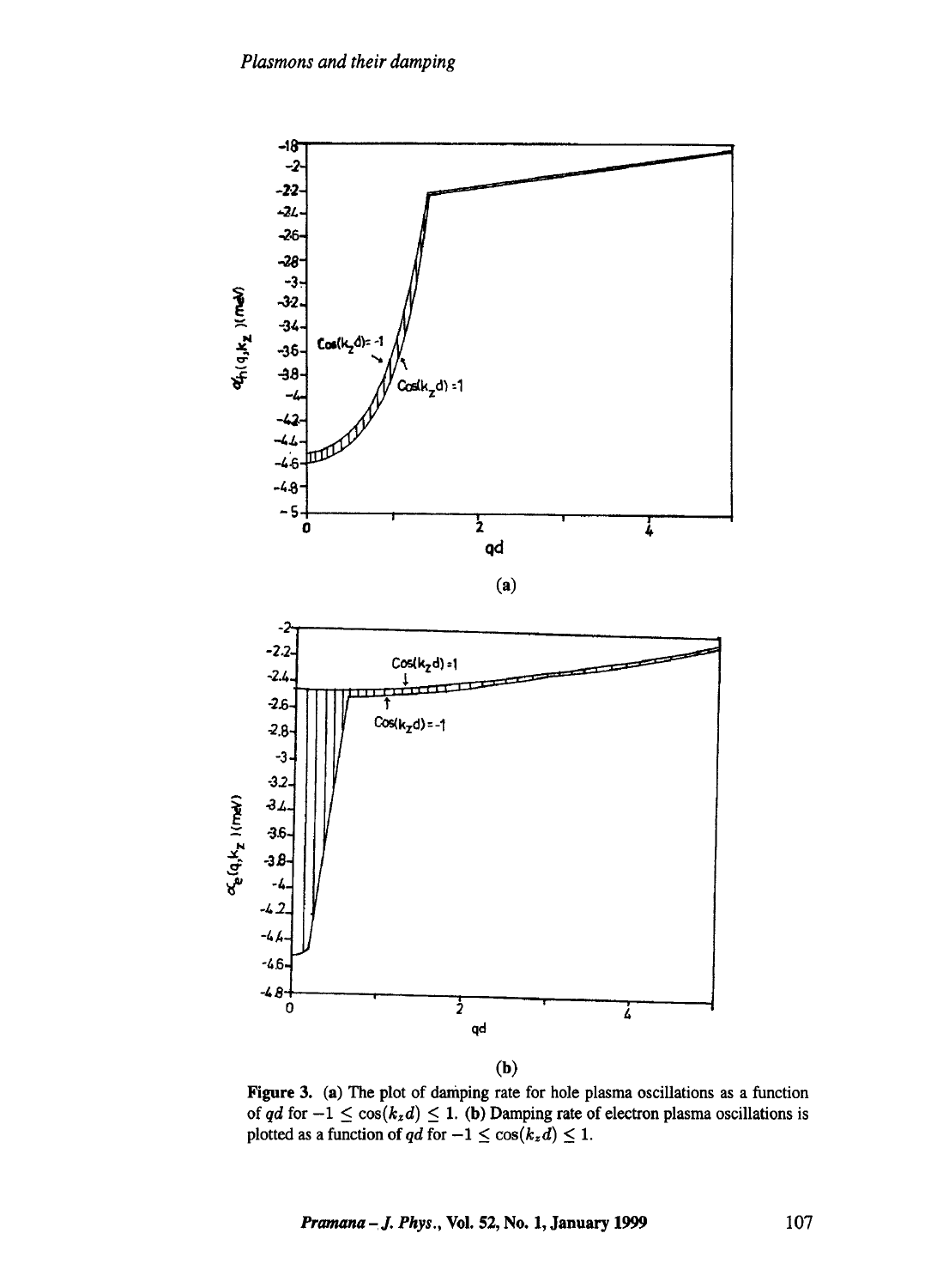Figure 3. (a) The plot of damping rate for hole plasma oscillations as a function of $qd$ for $-1 \leq \cos(k_z d) \leq 1$. (b) Damping rate of electron plasma oscillations is plotted as a function of $qd$ for $-1 \leq \cos(k_z d) \leq 1$.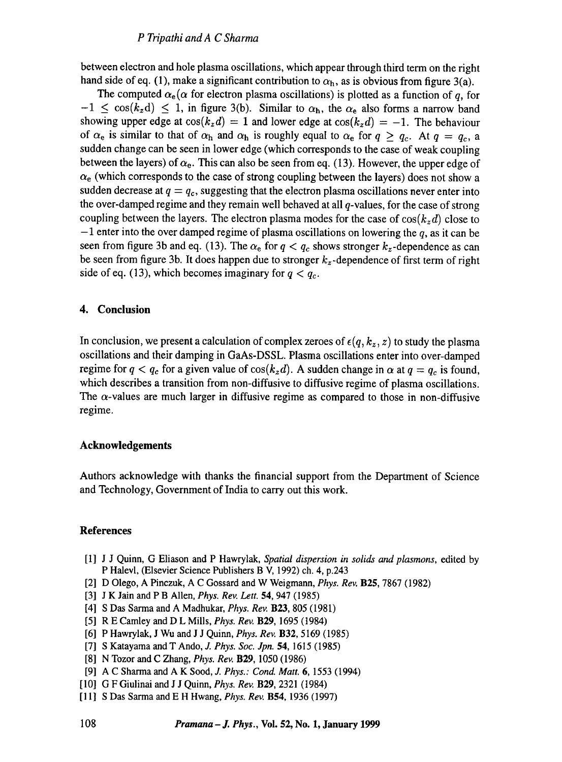between electron and hole plasma oscillations, which appear through third term on the right hand side of eq. (1), make a significant contribution to $\alpha_h$, as is obvious from figure 3(a).

The computed $\alpha_e$ ($\alpha$ for electron plasma oscillations) is plotted as a function of $q$, for $-1 \leq \cos(k_z d) \leq 1$, in figure 3(b). Similar to $\alpha_h$, the $\alpha_e$ also forms a narrow band showing upper edge at $\cos(k_z d) = 1$ and lower edge at $\cos(k_z d) = -1$. The behaviour of $\alpha_e$ is similar to that of $\alpha_h$ and $\alpha_h$ is roughly equal to $\alpha_e$ for $q \geq q_c$. At $q = q_c$, a sudden change can be seen in lower edge (which corresponds to the case of weak coupling between the layers) of $\alpha_e$. This can also be seen from eq. (13). However, the upper edge of $\alpha_e$ (which corresponds to the case of strong coupling between the layers) does not show a sudden decrease at $q = q_c$, suggesting that the electron plasma oscillations never enter into the over-damped regime and they remain well behaved at all $q$-values, for the case of strong coupling between the layers. The electron plasma modes for the case of $\cos(k_z d)$ close to $-1$ enter into the over damped regime of plasma oscillations on lowering the $q$, as it can be seen from figure 3b and eq. (13). The $\alpha_e$ for $q < q_c$ shows stronger $k_z$-dependence as can be seen from figure 3b. It does happen due to stronger $k_z$-dependence of first term of right side of eq. (13), which becomes imaginary for $q < q_c$.

## 4. Conclusion

In conclusion, we present a calculation of complex zeroes of $\epsilon(q, k_z, z)$ to study the plasma oscillations and their damping in GaAs-DSSL. Plasma oscillations enter into over-damped regime for $q < q_c$ for a given value of $\cos(k_z d)$. A sudden change in $\alpha$ at $q = q_c$ is found, which describes a transition from non-diffusive to diffusive regime of plasma oscillations. The $\alpha$-values are much larger in diffusive regime as compared to those in non-diffusive regime.

### Acknowledgements

Authors acknowledge with thanks the financial support from the Department of Science and Technology, Government of India to carry out this work.

### References

[1] J J Quinn, G Eliason and P Hawrylak, *Spatial dispersion in solids and plasmons*, edited by P Halevl, (Elsevier Science Publishers B V, 1992) ch. 4, p.243

[2] D Olego, A Pinczuk, A C Gossard and W Weigmann, *Phys. Rev.* **B25**, 7867 (1982)

[3] J K Jain and P B Allen, *Phys. Rev. Lett.* **54**, 947 (1985)

[4] S Das Sarma and A Madhukar, *Phys. Rev.* **B23**, 805 (1981)

[5] R E Camley and D L Mills, *Phys. Rev.* **B29**, 1695 (1984)

[6] P Hawrylak, J Wu and J J Quinn, *Phys. Rev.* **B32**, 5169 (1985)

[7] S Katayama and T Ando, *J. Phys. Soc. Jpn.* **54**, 1615 (1985)

[8] N Tozor and C Zhang, *Phys. Rev.* **B29**, 1050 (1986)

[9] A C Sharma and A K Sood, *J. Phys.: Cond. Matt.* **6**, 1553 (1994)

[10] G F Giulinai and J J Quinn, *Phys. Rev.* **B29**, 2321 (1984)

[11] S Das Sarma and E H Hwang, *Phys. Rev.* **B54**, 1936 (1997)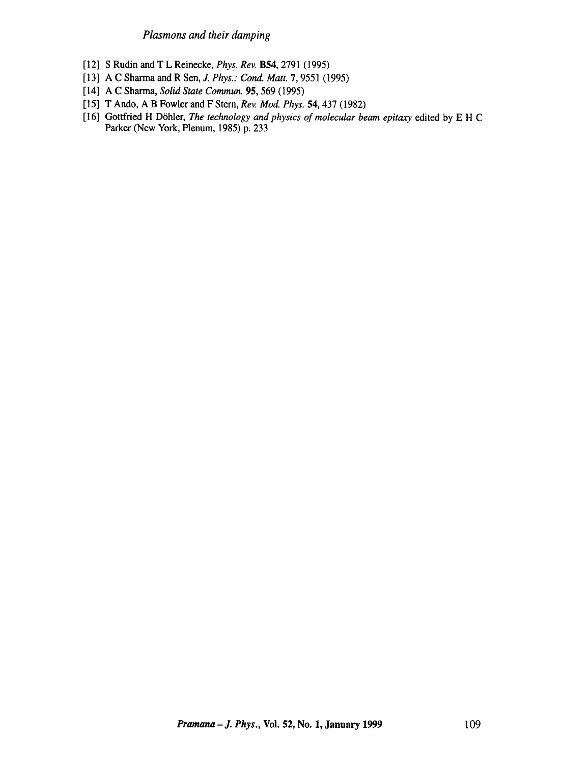[12] S Rudin and T L Reinecke, *Phys. Rev.* **B54**, 2791 (1995)

[13] A C Sharma and R Sen, *J. Phys.: Cond. Matt.* **7**, 9551 (1995)

[14] A C Sharma, *Solid State Commun.* **95**, 569 (1995)

[15] T Ando, A B Fowler and F Stern, *Rev. Mod. Phys.* **54**, 437 (1982)

[16] Gottfried H Döhler, *The technology and physics of molecular beam epitaxy* edited by E H C Parker (New York, Plenum, 1985) p. 233